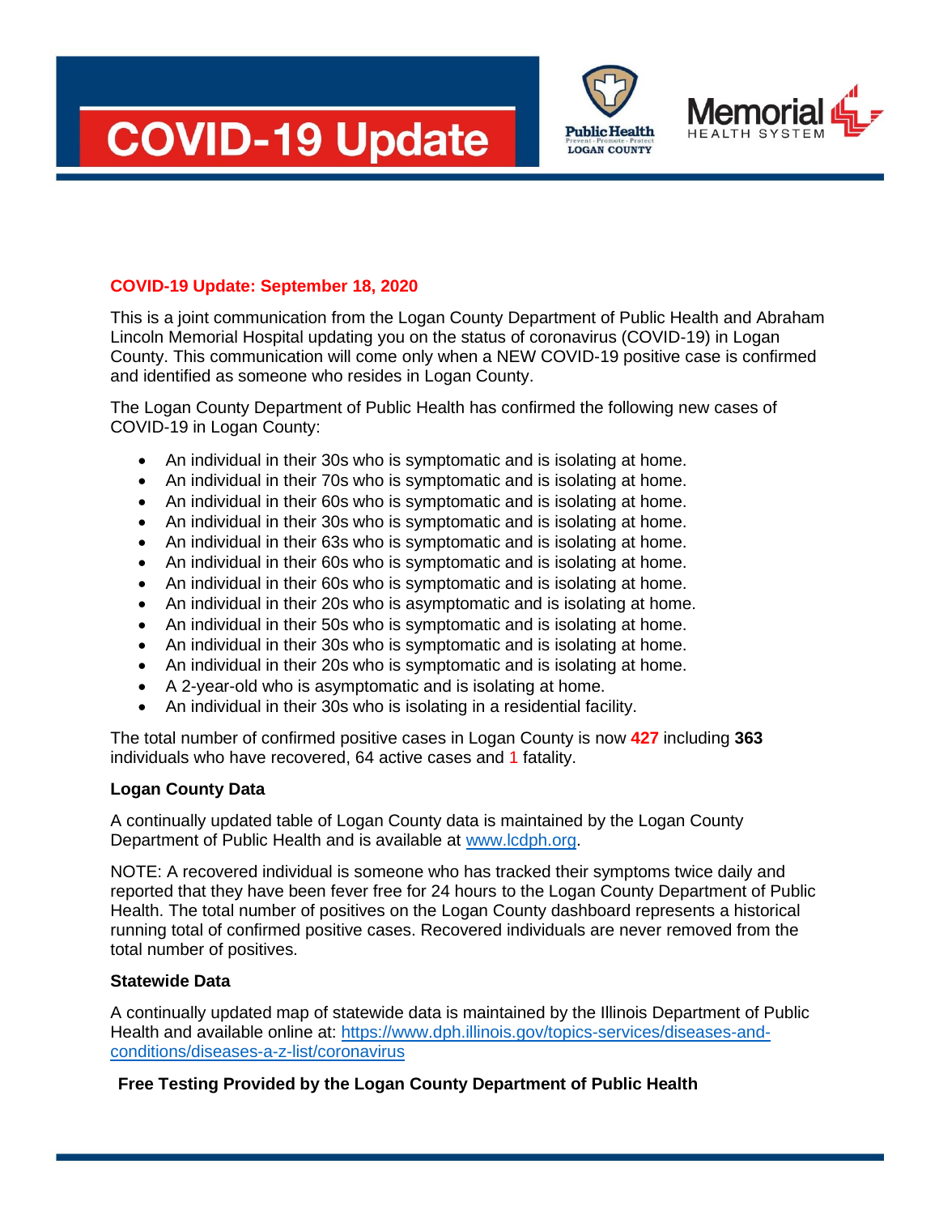# COVID-19 Update

Public Health
Prevent · Promote · Protect
LOGAN COUNTY

Memorial
HEALTH SYSTEM

**COVID-19 Update: September 18, 2020**

This is a joint communication from the Logan County Department of Public Health and Abraham Lincoln Memorial Hospital updating you on the status of coronavirus (COVID-19) in Logan County. This communication will come only when a NEW COVID-19 positive case is confirmed and identified as someone who resides in Logan County.

The Logan County Department of Public Health has confirmed the following new cases of COVID-19 in Logan County:

- An individual in their 30s who is symptomatic and is isolating at home.
- An individual in their 70s who is symptomatic and is isolating at home.
- An individual in their 60s who is symptomatic and is isolating at home.
- An individual in their 30s who is symptomatic and is isolating at home.
- An individual in their 63s who is symptomatic and is isolating at home.
- An individual in their 60s who is symptomatic and is isolating at home.
- An individual in their 60s who is symptomatic and is isolating at home.
- An individual in their 20s who is asymptomatic and is isolating at home.
- An individual in their 50s who is symptomatic and is isolating at home.
- An individual in their 30s who is symptomatic and is isolating at home.
- An individual in their 20s who is symptomatic and is isolating at home.
- A 2-year-old who is asymptomatic and is isolating at home.
- An individual in their 30s who is isolating in a residential facility.

The total number of confirmed positive cases in Logan County is now **427** including **363** individuals who have recovered, 64 active cases and 1 fatality.

**Logan County Data**

A continually updated table of Logan County data is maintained by the Logan County Department of Public Health and is available at www.lcdph.org.

NOTE: A recovered individual is someone who has tracked their symptoms twice daily and reported that they have been fever free for 24 hours to the Logan County Department of Public Health. The total number of positives on the Logan County dashboard represents a historical running total of confirmed positive cases. Recovered individuals are never removed from the total number of positives.

**Statewide Data**

A continually updated map of statewide data is maintained by the Illinois Department of Public Health and available online at: https://www.dph.illinois.gov/topics-services/diseases-and-conditions/diseases-a-z-list/coronavirus

**Free Testing Provided by the Logan County Department of Public Health**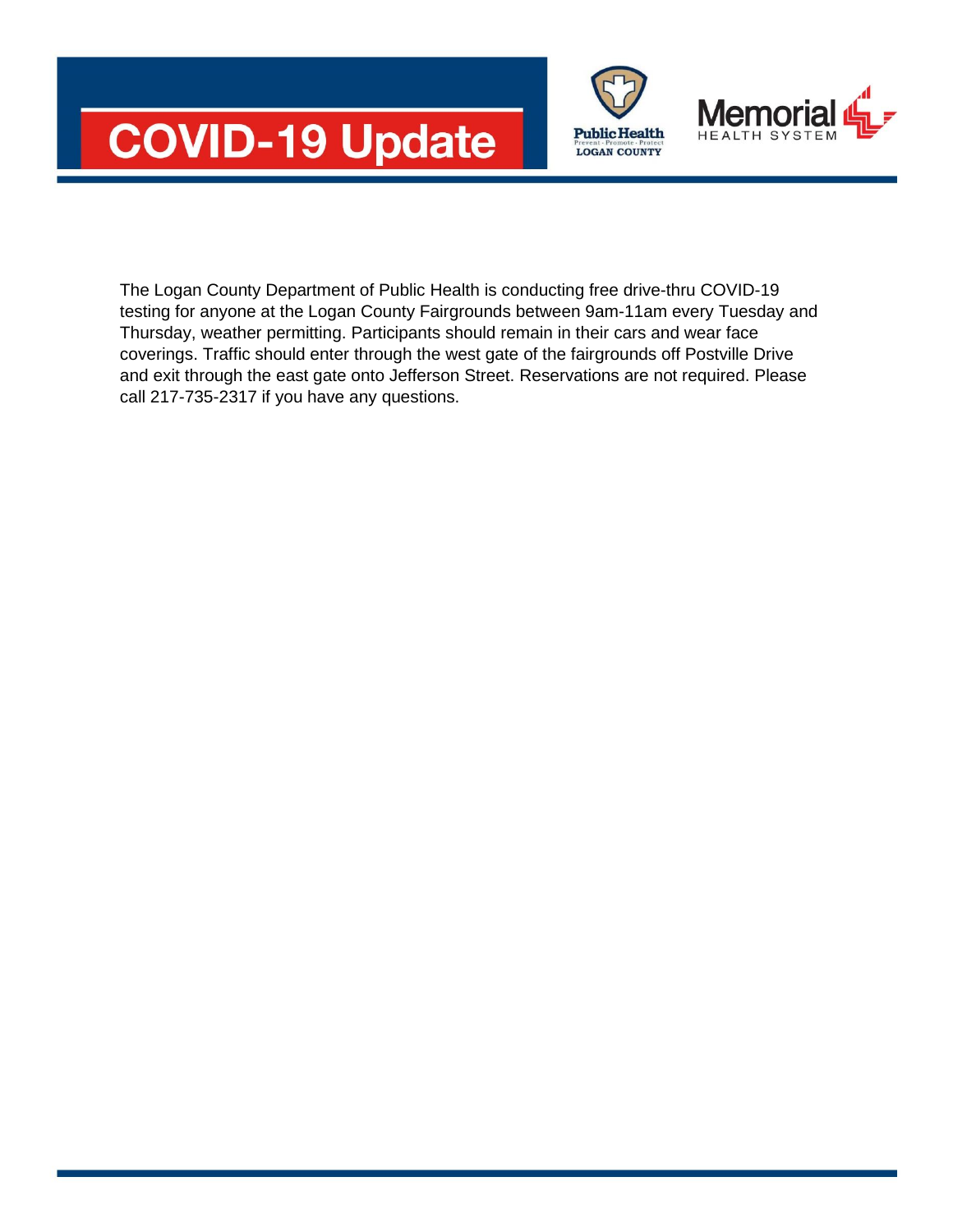# COVID-19 Update

Public Health
Prevent · Promote · Protect
LOGAN COUNTY

Memorial
HEALTH SYSTEM

The Logan County Department of Public Health is conducting free drive-thru COVID-19 testing for anyone at the Logan County Fairgrounds between 9am-11am every Tuesday and Thursday, weather permitting. Participants should remain in their cars and wear face coverings. Traffic should enter through the west gate of the fairgrounds off Postville Drive and exit through the east gate onto Jefferson Street. Reservations are not required. Please call 217-735-2317 if you have any questions.